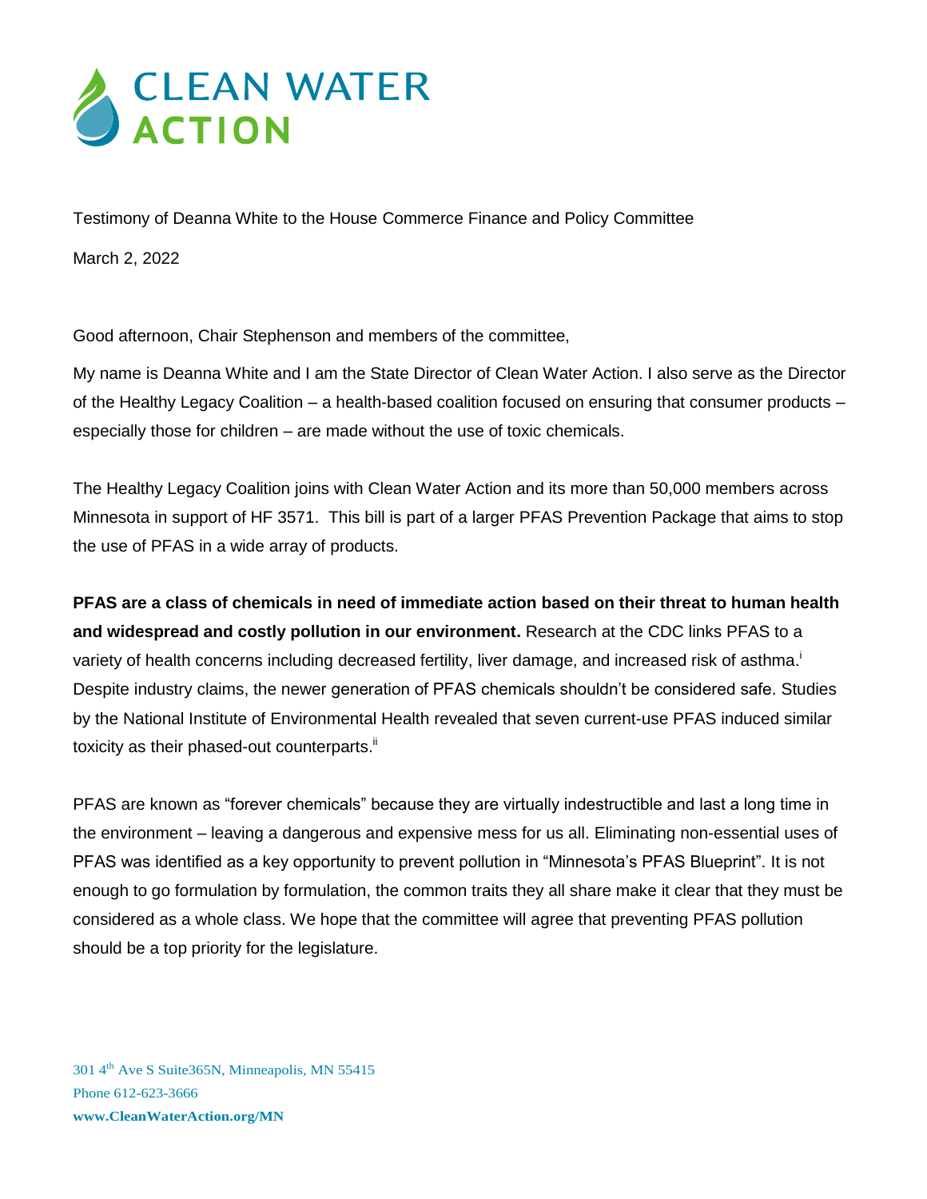# CLEAN WATER ACTION

Testimony of Deanna White to the House Commerce Finance and Policy Committee

March 2, 2022

Good afternoon, Chair Stephenson and members of the committee,

My name is Deanna White and I am the State Director of Clean Water Action. I also serve as the Director of the Healthy Legacy Coalition – a health-based coalition focused on ensuring that consumer products – especially those for children – are made without the use of toxic chemicals.

The Healthy Legacy Coalition joins with Clean Water Action and its more than 50,000 members across Minnesota in support of HF 3571. This bill is part of a larger PFAS Prevention Package that aims to stop the use of PFAS in a wide array of products.

**PFAS are a class of chemicals in need of immediate action based on their threat to human health and widespread and costly pollution in our environment.** Research at the CDC links PFAS to a variety of health concerns including decreased fertility, liver damage, and increased risk of asthma.[i] Despite industry claims, the newer generation of PFAS chemicals shouldn't be considered safe. Studies by the National Institute of Environmental Health revealed that seven current-use PFAS induced similar toxicity as their phased-out counterparts.[ii]

PFAS are known as "forever chemicals" because they are virtually indestructible and last a long time in the environment – leaving a dangerous and expensive mess for us all. Eliminating non-essential uses of PFAS was identified as a key opportunity to prevent pollution in "Minnesota's PFAS Blueprint". It is not enough to go formulation by formulation, the common traits they all share make it clear that they must be considered as a whole class. We hope that the committee will agree that preventing PFAS pollution should be a top priority for the legislature.

301 4th Ave S Suite365N, Minneapolis, MN 55415
Phone 612-623-3666
**www.CleanWaterAction.org/MN**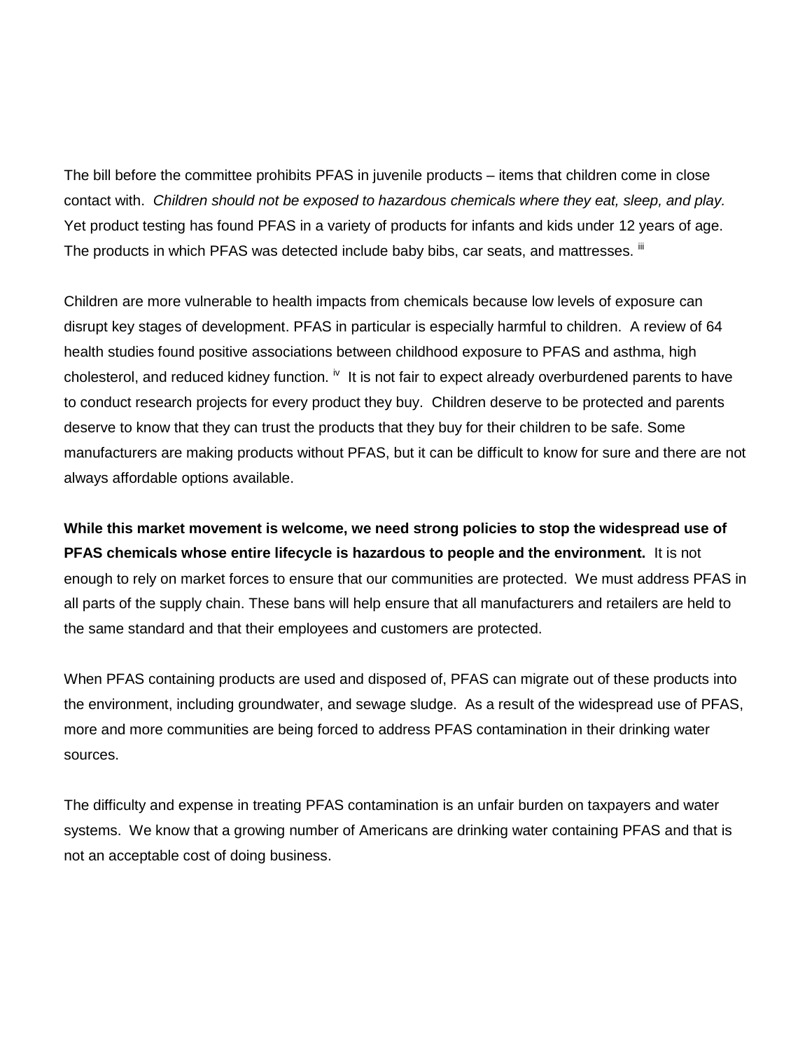The bill before the committee prohibits PFAS in juvenile products – items that children come in close contact with. *Children should not be exposed to hazardous chemicals where they eat, sleep, and play.* Yet product testing has found PFAS in a variety of products for infants and kids under 12 years of age. The products in which PFAS was detected include baby bibs, car seats, and mattresses. [iii]

Children are more vulnerable to health impacts from chemicals because low levels of exposure can disrupt key stages of development. PFAS in particular is especially harmful to children. A review of 64 health studies found positive associations between childhood exposure to PFAS and asthma, high cholesterol, and reduced kidney function. [iv] It is not fair to expect already overburdened parents to have to conduct research projects for every product they buy. Children deserve to be protected and parents deserve to know that they can trust the products that they buy for their children to be safe. Some manufacturers are making products without PFAS, but it can be difficult to know for sure and there are not always affordable options available.

**While this market movement is welcome, we need strong policies to stop the widespread use of PFAS chemicals whose entire lifecycle is hazardous to people and the environment.** It is not enough to rely on market forces to ensure that our communities are protected. We must address PFAS in all parts of the supply chain. These bans will help ensure that all manufacturers and retailers are held to the same standard and that their employees and customers are protected.

When PFAS containing products are used and disposed of, PFAS can migrate out of these products into the environment, including groundwater, and sewage sludge. As a result of the widespread use of PFAS, more and more communities are being forced to address PFAS contamination in their drinking water sources.

The difficulty and expense in treating PFAS contamination is an unfair burden on taxpayers and water systems. We know that a growing number of Americans are drinking water containing PFAS and that is not an acceptable cost of doing business.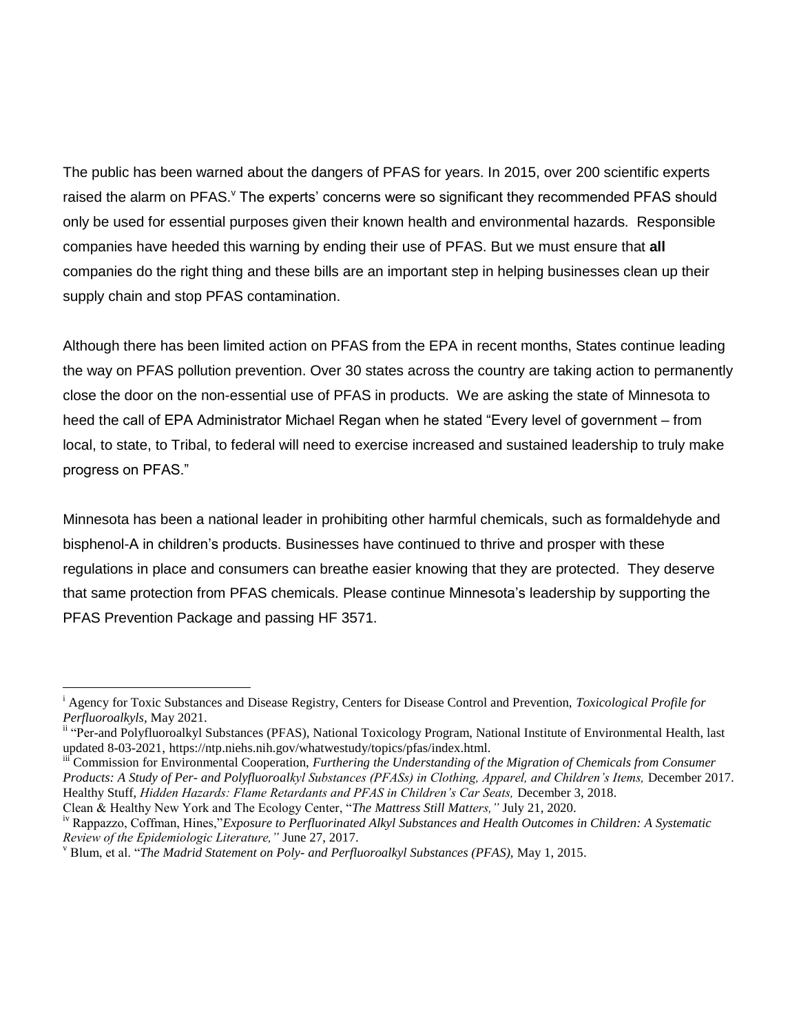The public has been warned about the dangers of PFAS for years. In 2015, over 200 scientific experts raised the alarm on PFAS.[v] The experts' concerns were so significant they recommended PFAS should only be used for essential purposes given their known health and environmental hazards. Responsible companies have heeded this warning by ending their use of PFAS. But we must ensure that **all** companies do the right thing and these bills are an important step in helping businesses clean up their supply chain and stop PFAS contamination.

Although there has been limited action on PFAS from the EPA in recent months, States continue leading the way on PFAS pollution prevention. Over 30 states across the country are taking action to permanently close the door on the non-essential use of PFAS in products. We are asking the state of Minnesota to heed the call of EPA Administrator Michael Regan when he stated "Every level of government – from local, to state, to Tribal, to federal will need to exercise increased and sustained leadership to truly make progress on PFAS."

Minnesota has been a national leader in prohibiting other harmful chemicals, such as formaldehyde and bisphenol-A in children's products. Businesses have continued to thrive and prosper with these regulations in place and consumers can breathe easier knowing that they are protected. They deserve that same protection from PFAS chemicals. Please continue Minnesota's leadership by supporting the PFAS Prevention Package and passing HF 3571.

---

[i] Agency for Toxic Substances and Disease Registry, Centers for Disease Control and Prevention, *Toxicological Profile for Perfluoroalkyls*, May 2021.

[ii] "Per-and Polyfluoroalkyl Substances (PFAS), National Toxicology Program, National Institute of Environmental Health, last updated 8-03-2021, https://ntp.niehs.nih.gov/whatwestudy/topics/pfas/index.html.

[iii] Commission for Environmental Cooperation, *Furthering the Understanding of the Migration of Chemicals from Consumer Products: A Study of Per- and Polyfluoroalkyl Substances (PFASs) in Clothing, Apparel, and Children's Items,* December 2017. Healthy Stuff, *Hidden Hazards: Flame Retardants and PFAS in Children's Car Seats,* December 3, 2018. Clean & Healthy New York and The Ecology Center, "*The Mattress Still Matters,"* July 21, 2020.

[iv] Rappazzo, Coffman, Hines,"*Exposure to Perfluorinated Alkyl Substances and Health Outcomes in Children: A Systematic Review of the Epidemiologic Literature,"* June 27, 2017.

[v] Blum, et al. "*The Madrid Statement on Poly- and Perfluoroalkyl Substances (PFAS)*, May 1, 2015.